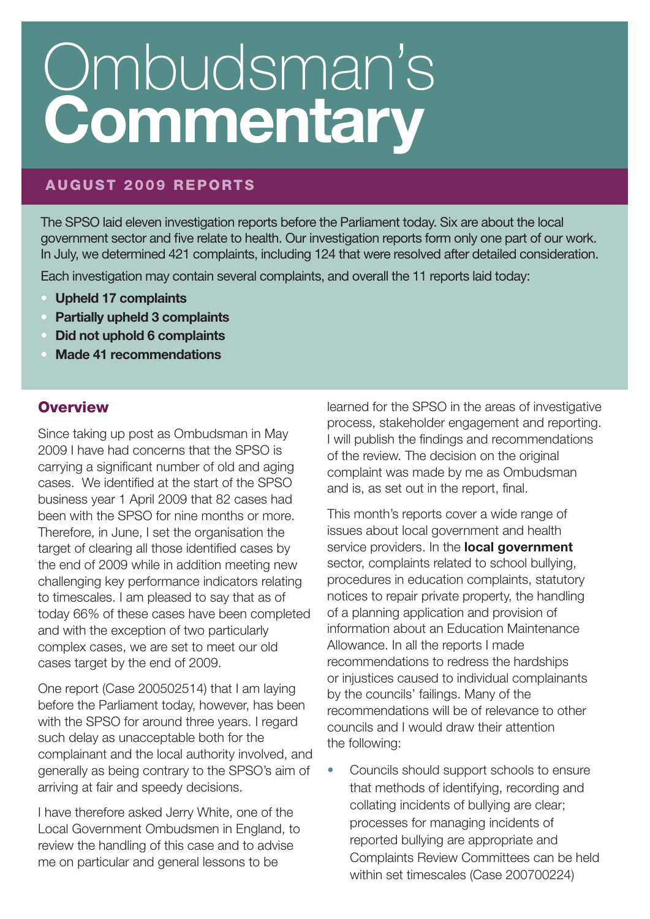# Ombudsman's **Commentary**

## AUGUST 2009 REPORTS

The SPSO laid eleven investigation reports before the Parliament today. Six are about the local government sector and five relate to health. Our investigation reports form only one part of our work. In July, we determined 421 complaints, including 124 that were resolved after detailed consideration.

Each investigation may contain several complaints, and overall the 11 reports laid today:

- **Upheld 17 complaints**
- **Partially upheld 3 complaints**
- **Did not uphold 6 complaints**
- **Made 41 recommendations**

## Overview

Since taking up post as Ombudsman in May 2009 I have had concerns that the SPSO is carrying a significant number of old and aging cases. We identified at the start of the SPSO business year 1 April 2009 that 82 cases had been with the SPSO for nine months or more. Therefore, in June, I set the organisation the target of clearing all those identified cases by the end of 2009 while in addition meeting new challenging key performance indicators relating to timescales. I am pleased to say that as of today 66% of these cases have been completed and with the exception of two particularly complex cases, we are set to meet our old cases target by the end of 2009.

One report (Case 200502514) that I am laying before the Parliament today, however, has been with the SPSO for around three years. I regard such delay as unacceptable both for the complainant and the local authority involved, and generally as being contrary to the SPSO's aim of arriving at fair and speedy decisions.

I have therefore asked Jerry White, one of the Local Government Ombudsmen in England, to review the handling of this case and to advise me on particular and general lessons to be learned for the SPSO in the areas of investigative process, stakeholder engagement and reporting. I will publish the findings and recommendations of the review. The decision on the original complaint was made by me as Ombudsman and is, as set out in the report, final.

This month's reports cover a wide range of issues about local government and health service providers. In the **local government** sector, complaints related to school bullying, procedures in education complaints, statutory notices to repair private property, the handling of a planning application and provision of information about an Education Maintenance Allowance. In all the reports I made recommendations to redress the hardships or injustices caused to individual complainants by the councils' failings. Many of the recommendations will be of relevance to other councils and I would draw their attention the following:

- Councils should support schools to ensure that methods of identifying, recording and collating incidents of bullying are clear; processes for managing incidents of reported bullying are appropriate and Complaints Review Committees can be held within set timescales (Case 200700224)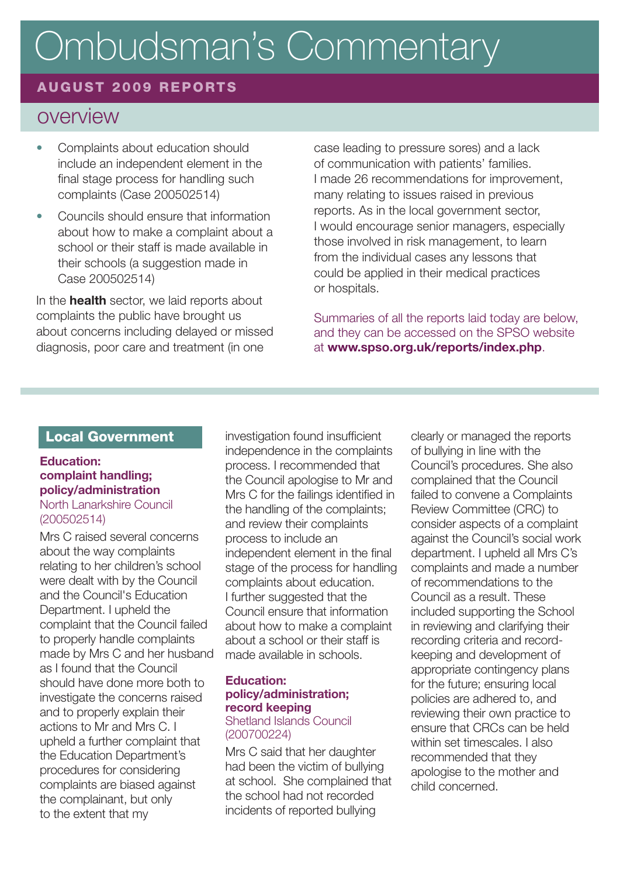// Ombudsman's Commentary

**AUGUST 2009 REPORTS**

## overview

- Complaints about education should include an independent element in the final stage process for handling such complaints (Case 200502514)
- Councils should ensure that information about how to make a complaint about a school or their staff is made available in their schools (a suggestion made in Case 200502514)

In the **health** sector, we laid reports about complaints the public have brought us about concerns including delayed or missed diagnosis, poor care and treatment (in one case leading to pressure sores) and a lack of communication with patients' families. I made 26 recommendations for improvement, many relating to issues raised in previous reports. As in the local government sector, I would encourage senior managers, especially those involved in risk management, to learn from the individual cases any lessons that could be applied in their medical practices or hospitals.

Summaries of all the reports laid today are below, and they can be accessed on the SPSO website at **www.spso.org.uk/reports/index.php**.

## Local Government

### Education: complaint handling; policy/administration

North Lanarkshire Council (200502514)

Mrs C raised several concerns about the way complaints relating to her children's school were dealt with by the Council and the Council's Education Department. I upheld the complaint that the Council failed to properly handle complaints made by Mrs C and her husband as I found that the Council should have done more both to investigate the concerns raised and to properly explain their actions to Mr and Mrs C. I upheld a further complaint that the Education Department's procedures for considering complaints are biased against the complainant, but only to the extent that my investigation found insufficient independence in the complaints process. I recommended that the Council apologise to Mr and Mrs C for the failings identified in the handling of the complaints; and review their complaints process to include an independent element in the final stage of the process for handling complaints about education. I further suggested that the Council ensure that information about how to make a complaint about a school or their staff is made available in schools.

### Education: policy/administration; record keeping

Shetland Islands Council (200700224)

Mrs C said that her daughter had been the victim of bullying at school. She complained that the school had not recorded incidents of reported bullying clearly or managed the reports of bullying in line with the Council's procedures. She also complained that the Council failed to convene a Complaints Review Committee (CRC) to consider aspects of a complaint against the Council's social work department. I upheld all Mrs C's complaints and made a number of recommendations to the Council as a result. These included supporting the School in reviewing and clarifying their recording criteria and record-keeping and development of appropriate contingency plans for the future; ensuring local policies are adhered to, and reviewing their own practice to ensure that CRCs can be held within set timescales. I also recommended that they apologise to the mother and child concerned.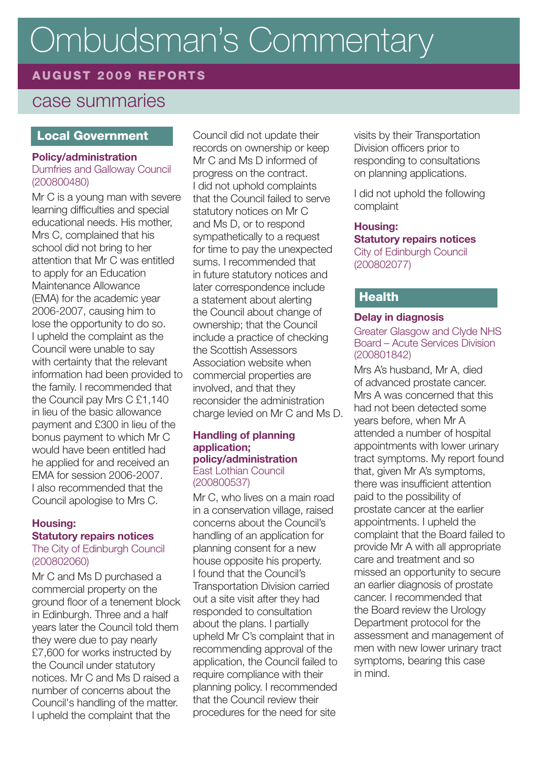# Ombudsman's Commentary

## AUGUST 2009 REPORTS

## case summaries

## Local Government

### Policy/administration

Dumfries and Galloway Council (200800480)

Mr C is a young man with severe learning difficulties and special educational needs. His mother, Mrs C, complained that his school did not bring to her attention that Mr C was entitled to apply for an Education Maintenance Allowance (EMA) for the academic year 2006-2007, causing him to lose the opportunity to do so. I upheld the complaint as the Council were unable to say with certainty that the relevant information had been provided to the family. I recommended that the Council pay Mrs C £1,140 in lieu of the basic allowance payment and £300 in lieu of the bonus payment to which Mr C would have been entitled had he applied for and received an EMA for session 2006-2007. I also recommended that the Council apologise to Mrs C.

### Housing: Statutory repairs notices

The City of Edinburgh Council (200802060)

Mr C and Ms D purchased a commercial property on the ground floor of a tenement block in Edinburgh. Three and a half years later the Council told them they were due to pay nearly £7,600 for works instructed by the Council under statutory notices. Mr C and Ms D raised a number of concerns about the Council's handling of the matter. I upheld the complaint that the Council did not update their records on ownership or keep Mr C and Ms D informed of progress on the contract. I did not uphold complaints that the Council failed to serve statutory notices on Mr C and Ms D, or to respond sympathetically to a request for time to pay the unexpected sums. I recommended that in future statutory notices and later correspondence include a statement about alerting the Council about change of ownership; that the Council include a practice of checking the Scottish Assessors Association website when commercial properties are involved, and that they reconsider the administration charge levied on Mr C and Ms D.

### Handling of planning application; policy/administration

East Lothian Council (200800537)

Mr C, who lives on a main road in a conservation village, raised concerns about the Council's handling of an application for planning consent for a new house opposite his property. I found that the Council's Transportation Division carried out a site visit after they had responded to consultation about the plans. I partially upheld Mr C's complaint that in recommending approval of the application, the Council failed to require compliance with their planning policy. I recommended that the Council review their procedures for the need for site visits by their Transportation Division officers prior to responding to consultations on planning applications.

I did not uphold the following complaint

### Housing: Statutory repairs notices

City of Edinburgh Council (200802077)

## Health

### Delay in diagnosis

Greater Glasgow and Clyde NHS Board – Acute Services Division (200801842)

Mrs A's husband, Mr A, died of advanced prostate cancer. Mrs A was concerned that this had not been detected some years before, when Mr A attended a number of hospital appointments with lower urinary tract symptoms. My report found that, given Mr A's symptoms, there was insufficient attention paid to the possibility of prostate cancer at the earlier appointments. I upheld the complaint that the Board failed to provide Mr A with all appropriate care and treatment and so missed an opportunity to secure an earlier diagnosis of prostate cancer. I recommended that the Board review the Urology Department protocol for the assessment and management of men with new lower urinary tract symptoms, bearing this case in mind.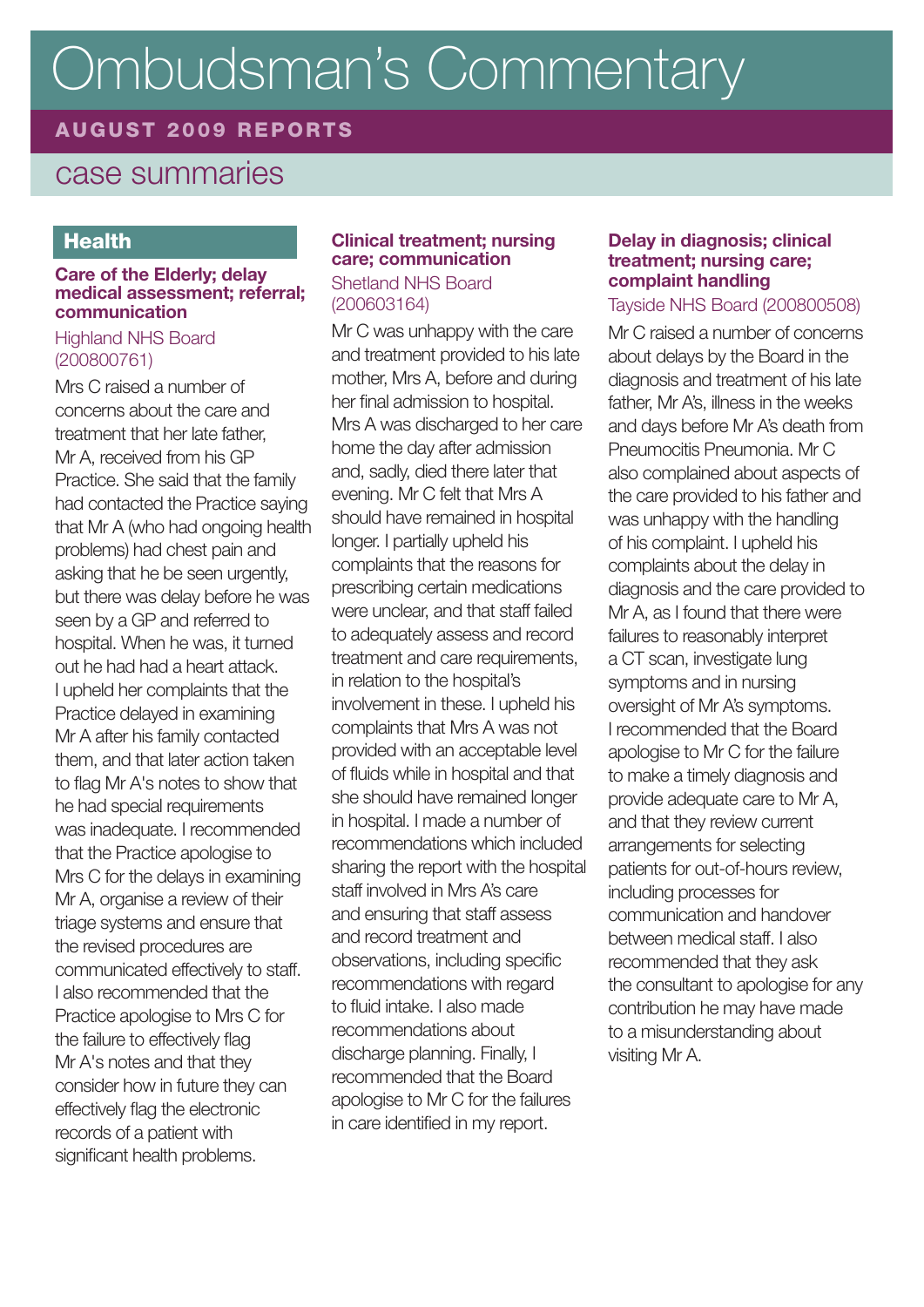# Ombudsman's Commentary

## AUGUST 2009 REPORTS

## case summaries

## Health

### Care of the Elderly; delay medical assessment; referral; communication

Highland NHS Board (200800761)

Mrs C raised a number of concerns about the care and treatment that her late father, Mr A, received from his GP Practice. She said that the family had contacted the Practice saying that Mr A (who had ongoing health problems) had chest pain and asking that he be seen urgently, but there was delay before he was seen by a GP and referred to hospital. When he was, it turned out he had had a heart attack. I upheld her complaints that the Practice delayed in examining Mr A after his family contacted them, and that later action taken to flag Mr A's notes to show that he had special requirements was inadequate. I recommended that the Practice apologise to Mrs C for the delays in examining Mr A, organise a review of their triage systems and ensure that the revised procedures are communicated effectively to staff. I also recommended that the Practice apologise to Mrs C for the failure to effectively flag Mr A's notes and that they consider how in future they can effectively flag the electronic records of a patient with significant health problems.

### Clinical treatment; nursing care; communication

Shetland NHS Board (200603164)

Mr C was unhappy with the care and treatment provided to his late mother, Mrs A, before and during her final admission to hospital. Mrs A was discharged to her care home the day after admission and, sadly, died there later that evening. Mr C felt that Mrs A should have remained in hospital longer. I partially upheld his complaints that the reasons for prescribing certain medications were unclear, and that staff failed to adequately assess and record treatment and care requirements, in relation to the hospital's involvement in these. I upheld his complaints that Mrs A was not provided with an acceptable level of fluids while in hospital and that she should have remained longer in hospital. I made a number of recommendations which included sharing the report with the hospital staff involved in Mrs A's care and ensuring that staff assess and record treatment and observations, including specific recommendations with regard to fluid intake. I also made recommendations about discharge planning. Finally, I recommended that the Board apologise to Mr C for the failures in care identified in my report.

### Delay in diagnosis; clinical treatment; nursing care; complaint handling

Tayside NHS Board (200800508)

Mr C raised a number of concerns about delays by the Board in the diagnosis and treatment of his late father, Mr A's, illness in the weeks and days before Mr A's death from Pneumocitis Pneumonia. Mr C also complained about aspects of the care provided to his father and was unhappy with the handling of his complaint. I upheld his complaints about the delay in diagnosis and the care provided to Mr A, as I found that there were failures to reasonably interpret a CT scan, investigate lung symptoms and in nursing oversight of Mr A's symptoms. I recommended that the Board apologise to Mr C for the failure to make a timely diagnosis and provide adequate care to Mr A, and that they review current arrangements for selecting patients for out-of-hours review, including processes for communication and handover between medical staff. I also recommended that they ask the consultant to apologise for any contribution he may have made to a misunderstanding about visiting Mr A.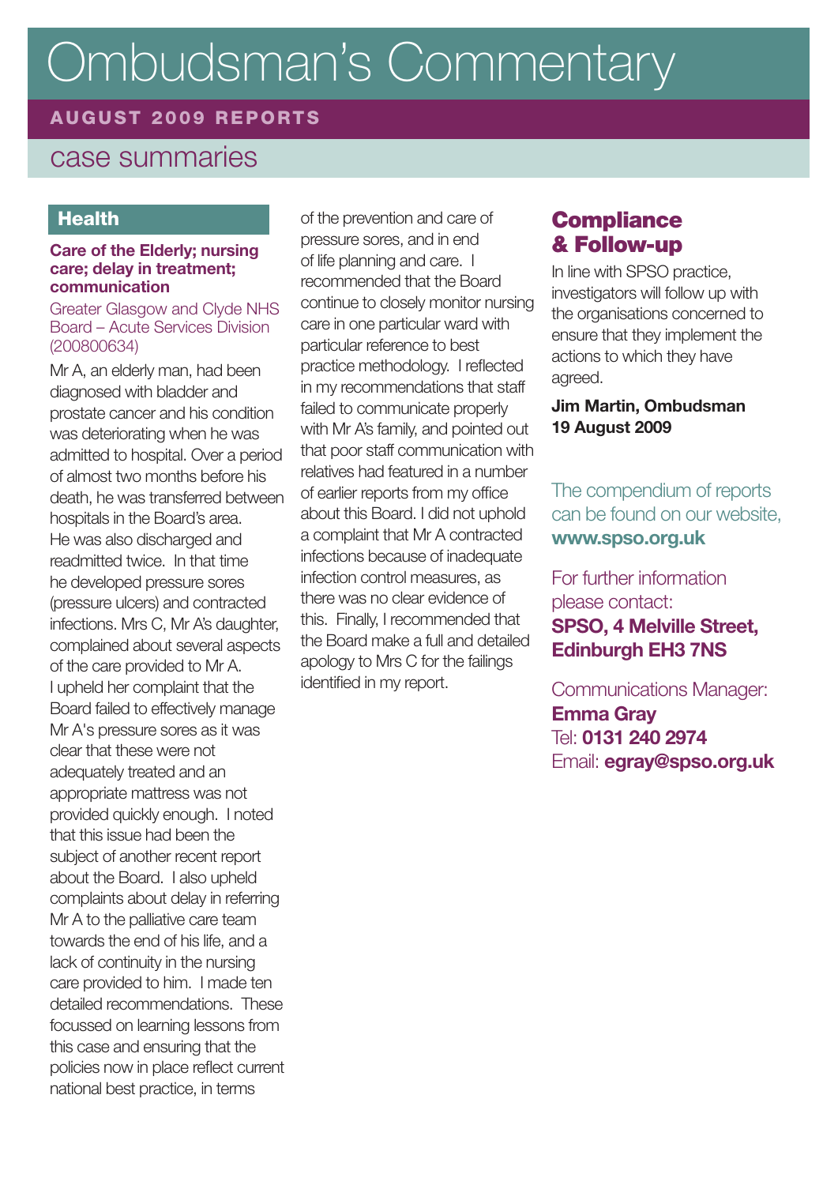# Ombudsman's Commentary

**AUGUST 2009 REPORTS**

## case summaries

### Health

**Care of the Elderly; nursing care; delay in treatment; communication**

Greater Glasgow and Clyde NHS Board – Acute Services Division (200800634)

Mr A, an elderly man, had been diagnosed with bladder and prostate cancer and his condition was deteriorating when he was admitted to hospital. Over a period of almost two months before his death, he was transferred between hospitals in the Board's area. He was also discharged and readmitted twice. In that time he developed pressure sores (pressure ulcers) and contracted infections. Mrs C, Mr A's daughter, complained about several aspects of the care provided to Mr A. I upheld her complaint that the Board failed to effectively manage Mr A's pressure sores as it was clear that these were not adequately treated and an appropriate mattress was not provided quickly enough. I noted that this issue had been the subject of another recent report about the Board. I also upheld complaints about delay in referring Mr A to the palliative care team towards the end of his life, and a lack of continuity in the nursing care provided to him. I made ten detailed recommendations. These focussed on learning lessons from this case and ensuring that the policies now in place reflect current national best practice, in terms of the prevention and care of pressure sores, and in end of life planning and care. I recommended that the Board continue to closely monitor nursing care in one particular ward with particular reference to best practice methodology. I reflected in my recommendations that staff failed to communicate properly with Mr A's family, and pointed out that poor staff communication with relatives had featured in a number of earlier reports from my office about this Board. I did not uphold a complaint that Mr A contracted infections because of inadequate infection control measures, as there was no clear evidence of this. Finally, I recommended that the Board make a full and detailed apology to Mrs C for the failings identified in my report.

### Compliance & Follow-up

In line with SPSO practice, investigators will follow up with the organisations concerned to ensure that they implement the actions to which they have agreed.

**Jim Martin, Ombudsman**
**19 August 2009**

The compendium of reports can be found on our website, **www.spso.org.uk**

For further information please contact:
**SPSO, 4 Melville Street, Edinburgh EH3 7NS**

Communications Manager:
**Emma Gray**
Tel: **0131 240 2974**
Email: **egray@spso.org.uk**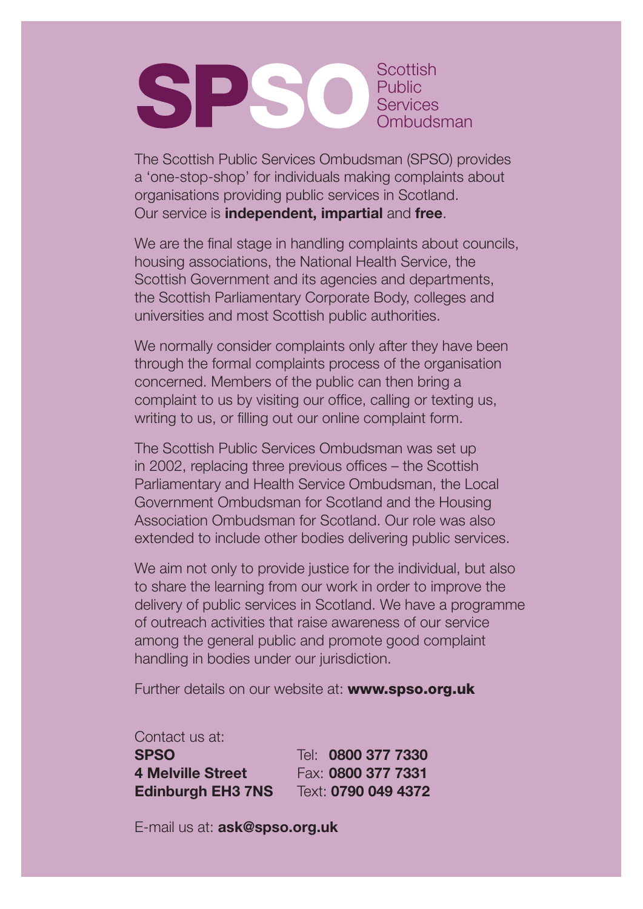# SPSO Scottish Public Services Ombudsman

The Scottish Public Services Ombudsman (SPSO) provides a 'one-stop-shop' for individuals making complaints about organisations providing public services in Scotland. Our service is **independent, impartial** and **free**.

We are the final stage in handling complaints about councils, housing associations, the National Health Service, the Scottish Government and its agencies and departments, the Scottish Parliamentary Corporate Body, colleges and universities and most Scottish public authorities.

We normally consider complaints only after they have been through the formal complaints process of the organisation concerned. Members of the public can then bring a complaint to us by visiting our office, calling or texting us, writing to us, or filling out our online complaint form.

The Scottish Public Services Ombudsman was set up in 2002, replacing three previous offices – the Scottish Parliamentary and Health Service Ombudsman, the Local Government Ombudsman for Scotland and the Housing Association Ombudsman for Scotland. Our role was also extended to include other bodies delivering public services.

We aim not only to provide justice for the individual, but also to share the learning from our work in order to improve the delivery of public services in Scotland. We have a programme of outreach activities that raise awareness of our service among the general public and promote good complaint handling in bodies under our jurisdiction.

Further details on our website at: **www.spso.org.uk**

Contact us at:

**SPSO**
**4 Melville Street**
**Edinburgh EH3 7NS**

Tel: **0800 377 7330**
Fax: **0800 377 7331**
Text: **0790 049 4372**

E-mail us at: **ask@spso.org.uk**